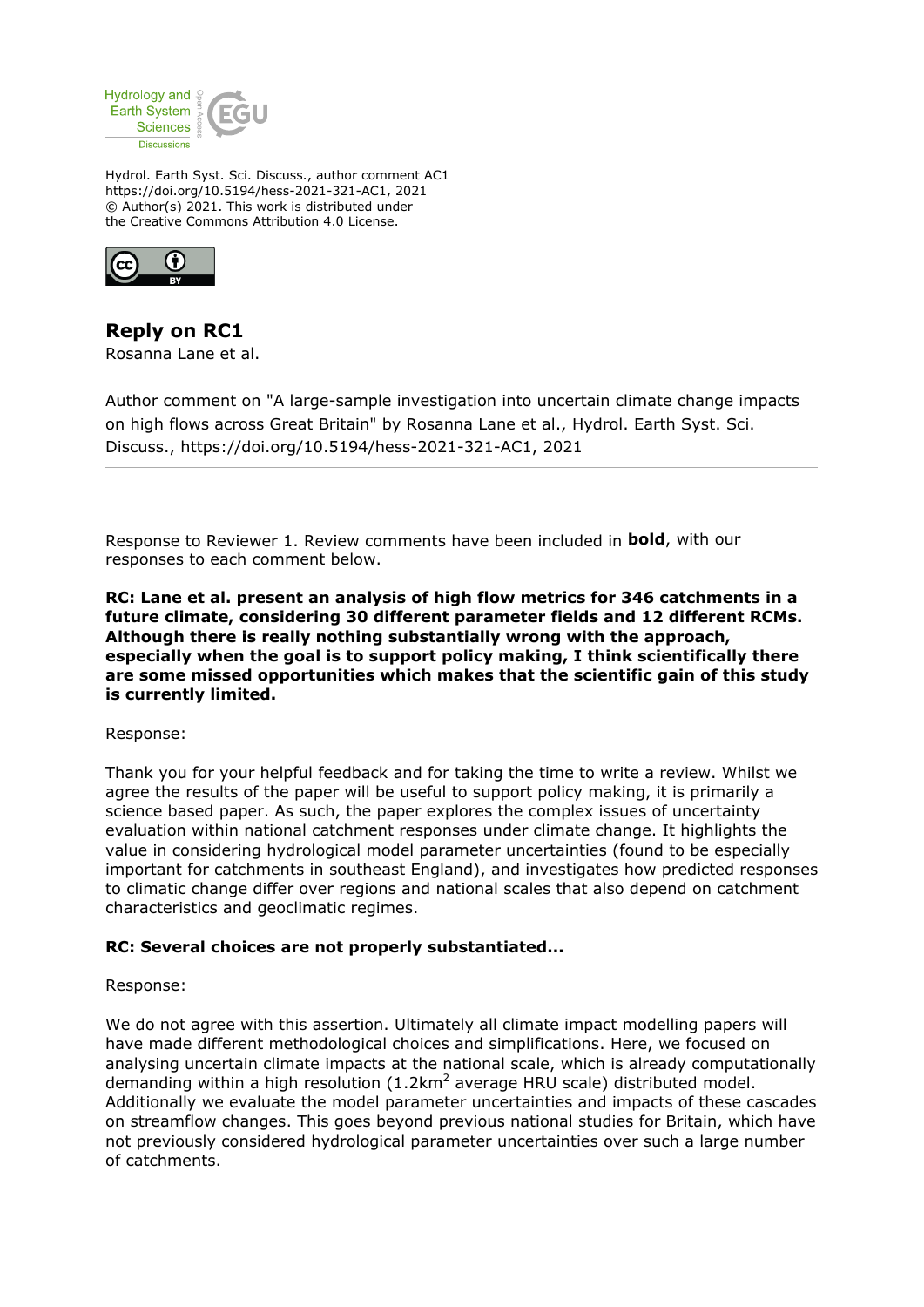Hydrol. Earth Syst. Sci. Discuss., author comment AC1
https://doi.org/10.5194/hess-2021-321-AC1, 2021
© Author(s) 2021. This work is distributed under
the Creative Commons Attribution 4.0 License.

## Reply on RC1

Rosanna Lane et al.

Author comment on "A large-sample investigation into uncertain climate change impacts on high flows across Great Britain" by Rosanna Lane et al., Hydrol. Earth Syst. Sci. Discuss., https://doi.org/10.5194/hess-2021-321-AC1, 2021

---

Response to Reviewer 1. Review comments have been included in **bold**, with our responses to each comment below.

**RC: Lane et al. present an analysis of high flow metrics for 346 catchments in a future climate, considering 30 different parameter fields and 12 different RCMs. Although there is really nothing substantially wrong with the approach, especially when the goal is to support policy making, I think scientifically there are some missed opportunities which makes that the scientific gain of this study is currently limited.**

Response:

Thank you for your helpful feedback and for taking the time to write a review. Whilst we agree the results of the paper will be useful to support policy making, it is primarily a science based paper. As such, the paper explores the complex issues of uncertainty evaluation within national catchment responses under climate change. It highlights the value in considering hydrological model parameter uncertainties (found to be especially important for catchments in southeast England), and investigates how predicted responses to climatic change differ over regions and national scales that also depend on catchment characteristics and geoclimatic regimes.

**RC: Several choices are not properly substantiated...**

Response:

We do not agree with this assertion. Ultimately all climate impact modelling papers will have made different methodological choices and simplifications. Here, we focused on analysing uncertain climate impacts at the national scale, which is already computationally demanding within a high resolution (1.2km$^2$ average HRU scale) distributed model. Additionally we evaluate the model parameter uncertainties and impacts of these cascades on streamflow changes. This goes beyond previous national studies for Britain, which have not previously considered hydrological parameter uncertainties over such a large number of catchments.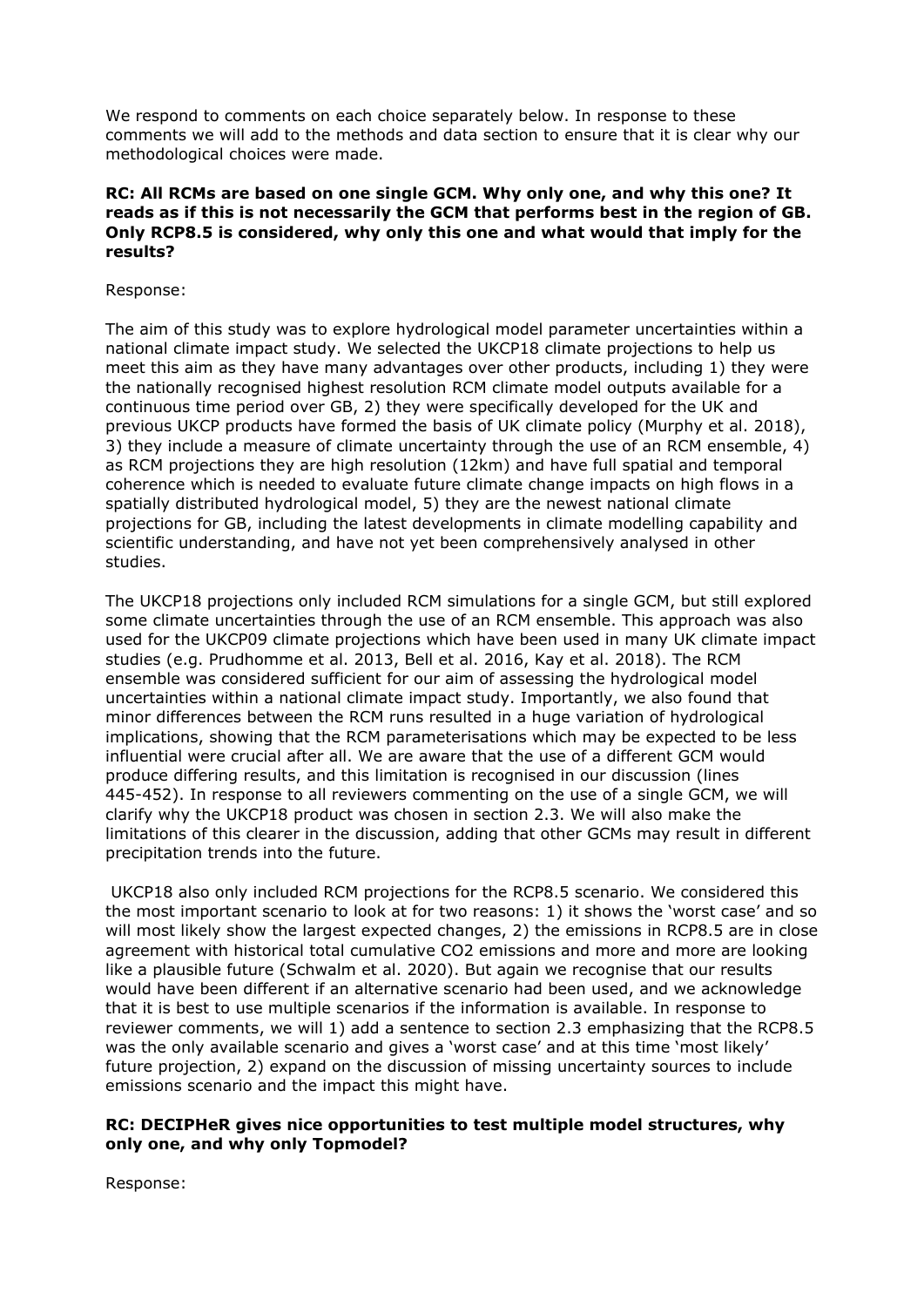We respond to comments on each choice separately below. In response to these comments we will add to the methods and data section to ensure that it is clear why our methodological choices were made.

**RC: All RCMs are based on one single GCM. Why only one, and why this one? It reads as if this is not necessarily the GCM that performs best in the region of GB. Only RCP8.5 is considered, why only this one and what would that imply for the results?**

Response:

The aim of this study was to explore hydrological model parameter uncertainties within a national climate impact study. We selected the UKCP18 climate projections to help us meet this aim as they have many advantages over other products, including 1) they were the nationally recognised highest resolution RCM climate model outputs available for a continuous time period over GB, 2) they were specifically developed for the UK and previous UKCP products have formed the basis of UK climate policy (Murphy et al. 2018), 3) they include a measure of climate uncertainty through the use of an RCM ensemble, 4) as RCM projections they are high resolution (12km) and have full spatial and temporal coherence which is needed to evaluate future climate change impacts on high flows in a spatially distributed hydrological model, 5) they are the newest national climate projections for GB, including the latest developments in climate modelling capability and scientific understanding, and have not yet been comprehensively analysed in other studies.

The UKCP18 projections only included RCM simulations for a single GCM, but still explored some climate uncertainties through the use of an RCM ensemble. This approach was also used for the UKCP09 climate projections which have been used in many UK climate impact studies (e.g. Prudhomme et al. 2013, Bell et al. 2016, Kay et al. 2018). The RCM ensemble was considered sufficient for our aim of assessing the hydrological model uncertainties within a national climate impact study. Importantly, we also found that minor differences between the RCM runs resulted in a huge variation of hydrological implications, showing that the RCM parameterisations which may be expected to be less influential were crucial after all. We are aware that the use of a different GCM would produce differing results, and this limitation is recognised in our discussion (lines 445-452). In response to all reviewers commenting on the use of a single GCM, we will clarify why the UKCP18 product was chosen in section 2.3. We will also make the limitations of this clearer in the discussion, adding that other GCMs may result in different precipitation trends into the future.

UKCP18 also only included RCM projections for the RCP8.5 scenario. We considered this the most important scenario to look at for two reasons: 1) it shows the 'worst case' and so will most likely show the largest expected changes, 2) the emissions in RCP8.5 are in close agreement with historical total cumulative $CO_2$ emissions and more and more are looking like a plausible future (Schwalm et al. 2020). But again we recognise that our results would have been different if an alternative scenario had been used, and we acknowledge that it is best to use multiple scenarios if the information is available. In response to reviewer comments, we will 1) add a sentence to section 2.3 emphasizing that the RCP8.5 was the only available scenario and gives a 'worst case' and at this time 'most likely' future projection, 2) expand on the discussion of missing uncertainty sources to include emissions scenario and the impact this might have.

**RC: DECIPHeR gives nice opportunities to test multiple model structures, why only one, and why only Topmodel?**

Response: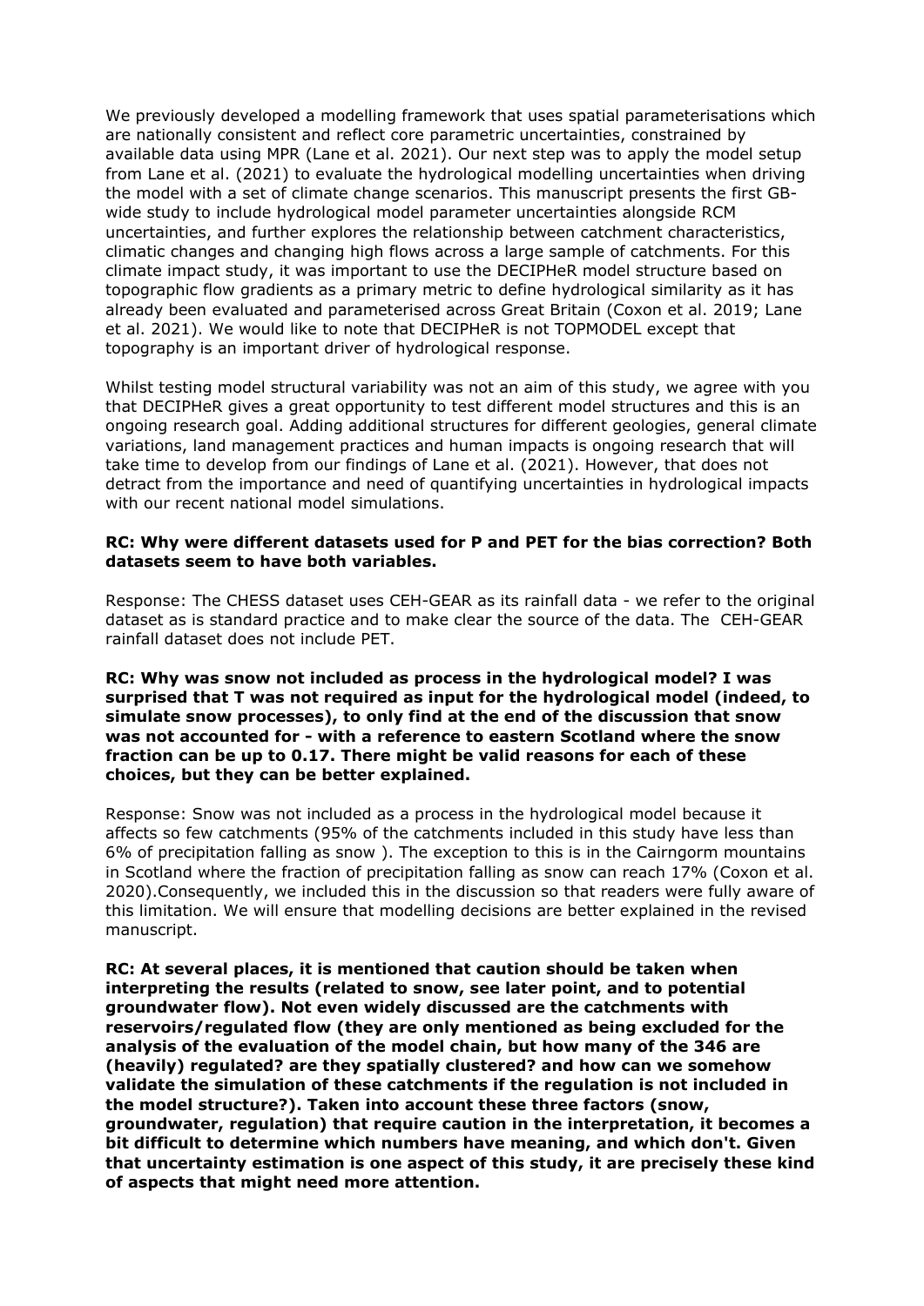We previously developed a modelling framework that uses spatial parameterisations which are nationally consistent and reflect core parametric uncertainties, constrained by available data using MPR (Lane et al. 2021). Our next step was to apply the model setup from Lane et al. (2021) to evaluate the hydrological modelling uncertainties when driving the model with a set of climate change scenarios. This manuscript presents the first GB-wide study to include hydrological model parameter uncertainties alongside RCM uncertainties, and further explores the relationship between catchment characteristics, climatic changes and changing high flows across a large sample of catchments. For this climate impact study, it was important to use the DECIPHeR model structure based on topographic flow gradients as a primary metric to define hydrological similarity as it has already been evaluated and parameterised across Great Britain (Coxon et al. 2019; Lane et al. 2021). We would like to note that DECIPHeR is not TOPMODEL except that topography is an important driver of hydrological response.

Whilst testing model structural variability was not an aim of this study, we agree with you that DECIPHeR gives a great opportunity to test different model structures and this is an ongoing research goal. Adding additional structures for different geologies, general climate variations, land management practices and human impacts is ongoing research that will take time to develop from our findings of Lane et al. (2021). However, that does not detract from the importance and need of quantifying uncertainties in hydrological impacts with our recent national model simulations.

**RC: Why were different datasets used for P and PET for the bias correction? Both datasets seem to have both variables.**

Response: The CHESS dataset uses CEH-GEAR as its rainfall data - we refer to the original dataset as is standard practice and to make clear the source of the data. The CEH-GEAR rainfall dataset does not include PET.

**RC: Why was snow not included as process in the hydrological model? I was surprised that T was not required as input for the hydrological model (indeed, to simulate snow processes), to only find at the end of the discussion that snow was not accounted for - with a reference to eastern Scotland where the snow fraction can be up to 0.17. There might be valid reasons for each of these choices, but they can be better explained.**

Response: Snow was not included as a process in the hydrological model because it affects so few catchments (95% of the catchments included in this study have less than 6% of precipitation falling as snow ). The exception to this is in the Cairngorm mountains in Scotland where the fraction of precipitation falling as snow can reach 17% (Coxon et al. 2020).Consequently, we included this in the discussion so that readers were fully aware of this limitation. We will ensure that modelling decisions are better explained in the revised manuscript.

**RC: At several places, it is mentioned that caution should be taken when interpreting the results (related to snow, see later point, and to potential groundwater flow). Not even widely discussed are the catchments with reservoirs/regulated flow (they are only mentioned as being excluded for the analysis of the evaluation of the model chain, but how many of the 346 are (heavily) regulated? are they spatially clustered? and how can we somehow validate the simulation of these catchments if the regulation is not included in the model structure?). Taken into account these three factors (snow, groundwater, regulation) that require caution in the interpretation, it becomes a bit difficult to determine which numbers have meaning, and which don't. Given that uncertainty estimation is one aspect of this study, it are precisely these kind of aspects that might need more attention.**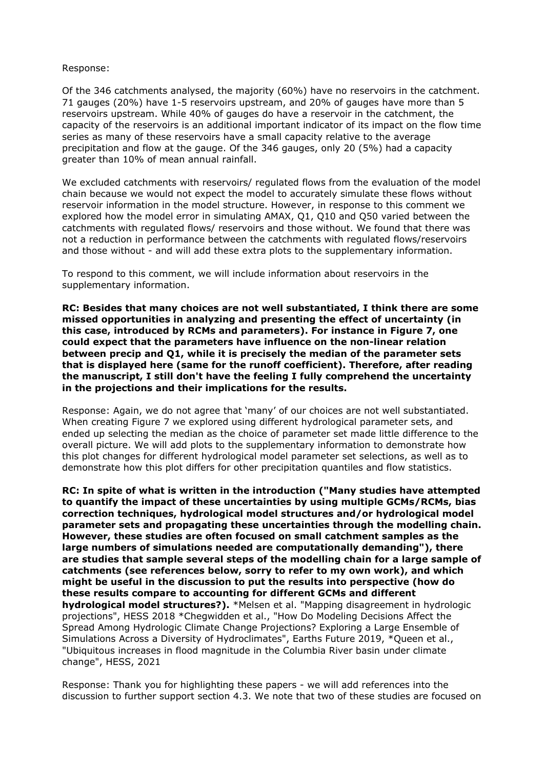Response:

Of the 346 catchments analysed, the majority (60%) have no reservoirs in the catchment. 71 gauges (20%) have 1-5 reservoirs upstream, and 20% of gauges have more than 5 reservoirs upstream. While 40% of gauges do have a reservoir in the catchment, the capacity of the reservoirs is an additional important indicator of its impact on the flow time series as many of these reservoirs have a small capacity relative to the average precipitation and flow at the gauge. Of the 346 gauges, only 20 (5%) had a capacity greater than 10% of mean annual rainfall.

We excluded catchments with reservoirs/ regulated flows from the evaluation of the model chain because we would not expect the model to accurately simulate these flows without reservoir information in the model structure. However, in response to this comment we explored how the model error in simulating AMAX, Q1, Q10 and Q50 varied between the catchments with regulated flows/ reservoirs and those without. We found that there was not a reduction in performance between the catchments with regulated flows/reservoirs and those without - and will add these extra plots to the supplementary information.

To respond to this comment, we will include information about reservoirs in the supplementary information.

**RC: Besides that many choices are not well substantiated, I think there are some missed opportunities in analyzing and presenting the effect of uncertainty (in this case, introduced by RCMs and parameters). For instance in Figure 7, one could expect that the parameters have influence on the non-linear relation between precip and Q1, while it is precisely the median of the parameter sets that is displayed here (same for the runoff coefficient). Therefore, after reading the manuscript, I still don't have the feeling I fully comprehend the uncertainty in the projections and their implications for the results.**

Response: Again, we do not agree that 'many' of our choices are not well substantiated. When creating Figure 7 we explored using different hydrological parameter sets, and ended up selecting the median as the choice of parameter set made little difference to the overall picture. We will add plots to the supplementary information to demonstrate how this plot changes for different hydrological model parameter set selections, as well as to demonstrate how this plot differs for other precipitation quantiles and flow statistics.

**RC: In spite of what is written in the introduction ("Many studies have attempted to quantify the impact of these uncertainties by using multiple GCMs/RCMs, bias correction techniques, hydrological model structures and/or hydrological model parameter sets and propagating these uncertainties through the modelling chain. However, these studies are often focused on small catchment samples as the large numbers of simulations needed are computationally demanding"), there are studies that sample several steps of the modelling chain for a large sample of catchments (see references below, sorry to refer to my own work), and which might be useful in the discussion to put the results into perspective (how do these results compare to accounting for different GCMs and different hydrological model structures?).** *Melsen et al. "Mapping disagreement in hydrologic projections", HESS 2018 *Chegwidden et al., "How Do Modeling Decisions Affect the Spread Among Hydrologic Climate Change Projections? Exploring a Large Ensemble of Simulations Across a Diversity of Hydroclimates", Earths Future 2019, *Queen et al., "Ubiquitous increases in flood magnitude in the Columbia River basin under climate change", HESS, 2021

Response: Thank you for highlighting these papers - we will add references into the discussion to further support section 4.3. We note that two of these studies are focused on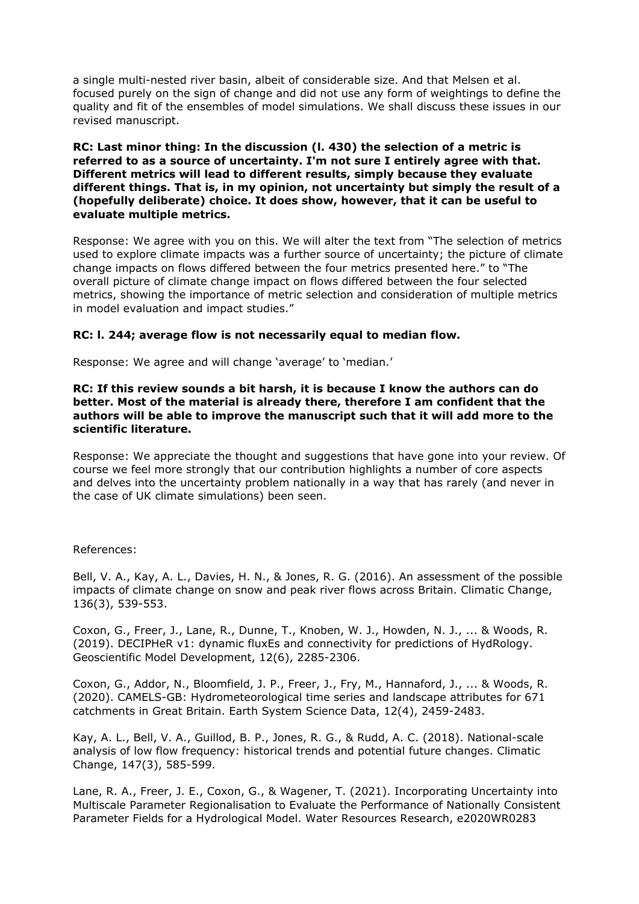a single multi-nested river basin, albeit of considerable size. And that Melsen et al. focused purely on the sign of change and did not use any form of weightings to define the quality and fit of the ensembles of model simulations. We shall discuss these issues in our revised manuscript.

**RC: Last minor thing: In the discussion (l. 430) the selection of a metric is referred to as a source of uncertainty. I'm not sure I entirely agree with that. Different metrics will lead to different results, simply because they evaluate different things. That is, in my opinion, not uncertainty but simply the result of a (hopefully deliberate) choice. It does show, however, that it can be useful to evaluate multiple metrics.**

Response: We agree with you on this. We will alter the text from "The selection of metrics used to explore climate impacts was a further source of uncertainty; the picture of climate change impacts on flows differed between the four metrics presented here." to "The overall picture of climate change impact on flows differed between the four selected metrics, showing the importance of metric selection and consideration of multiple metrics in model evaluation and impact studies."

**RC: l. 244; average flow is not necessarily equal to median flow.**

Response: We agree and will change 'average' to 'median.'

**RC: If this review sounds a bit harsh, it is because I know the authors can do better. Most of the material is already there, therefore I am confident that the authors will be able to improve the manuscript such that it will add more to the scientific literature.**

Response: We appreciate the thought and suggestions that have gone into your review. Of course we feel more strongly that our contribution highlights a number of core aspects and delves into the uncertainty problem nationally in a way that has rarely (and never in the case of UK climate simulations) been seen.

References:

Bell, V. A., Kay, A. L., Davies, H. N., & Jones, R. G. (2016). An assessment of the possible impacts of climate change on snow and peak river flows across Britain. Climatic Change, 136(3), 539-553.

Coxon, G., Freer, J., Lane, R., Dunne, T., Knoben, W. J., Howden, N. J., ... & Woods, R. (2019). DECIPHeR v1: dynamic fluxEs and connectivity for predictions of HydRology. Geoscientific Model Development, 12(6), 2285-2306.

Coxon, G., Addor, N., Bloomfield, J. P., Freer, J., Fry, M., Hannaford, J., ... & Woods, R. (2020). CAMELS-GB: Hydrometeorological time series and landscape attributes for 671 catchments in Great Britain. Earth System Science Data, 12(4), 2459-2483.

Kay, A. L., Bell, V. A., Guillod, B. P., Jones, R. G., & Rudd, A. C. (2018). National-scale analysis of low flow frequency: historical trends and potential future changes. Climatic Change, 147(3), 585-599.

Lane, R. A., Freer, J. E., Coxon, G., & Wagener, T. (2021). Incorporating Uncertainty into Multiscale Parameter Regionalisation to Evaluate the Performance of Nationally Consistent Parameter Fields for a Hydrological Model. Water Resources Research, e2020WR0283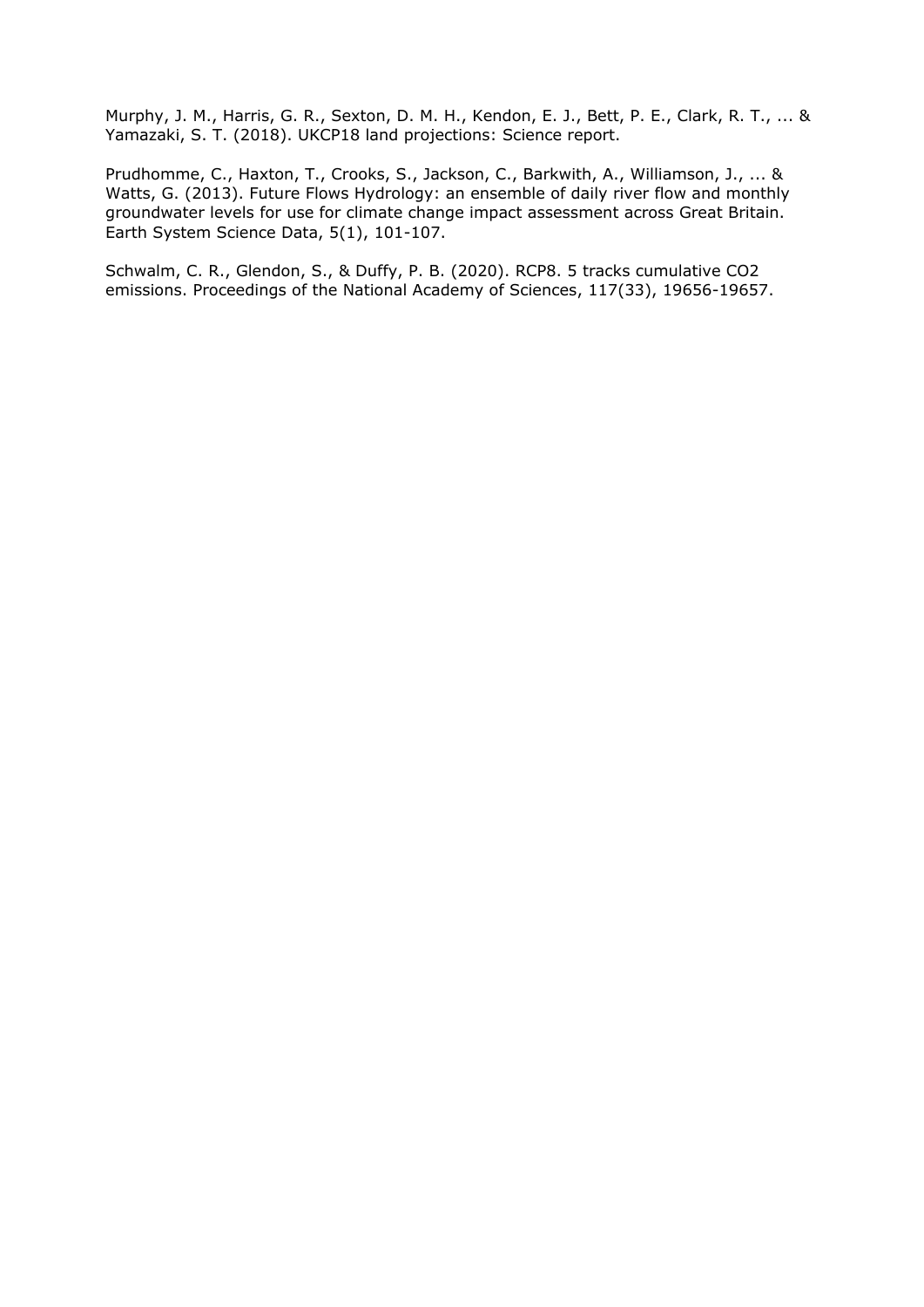Murphy, J. M., Harris, G. R., Sexton, D. M. H., Kendon, E. J., Bett, P. E., Clark, R. T., ... & Yamazaki, S. T. (2018). UKCP18 land projections: Science report.

Prudhomme, C., Haxton, T., Crooks, S., Jackson, C., Barkwith, A., Williamson, J., ... & Watts, G. (2013). Future Flows Hydrology: an ensemble of daily river flow and monthly groundwater levels for use for climate change impact assessment across Great Britain. Earth System Science Data, 5(1), 101-107.

Schwalm, C. R., Glendon, S., & Duffy, P. B. (2020). RCP8. 5 tracks cumulative $CO_2$ emissions. Proceedings of the National Academy of Sciences, 117(33), 19656-19657.